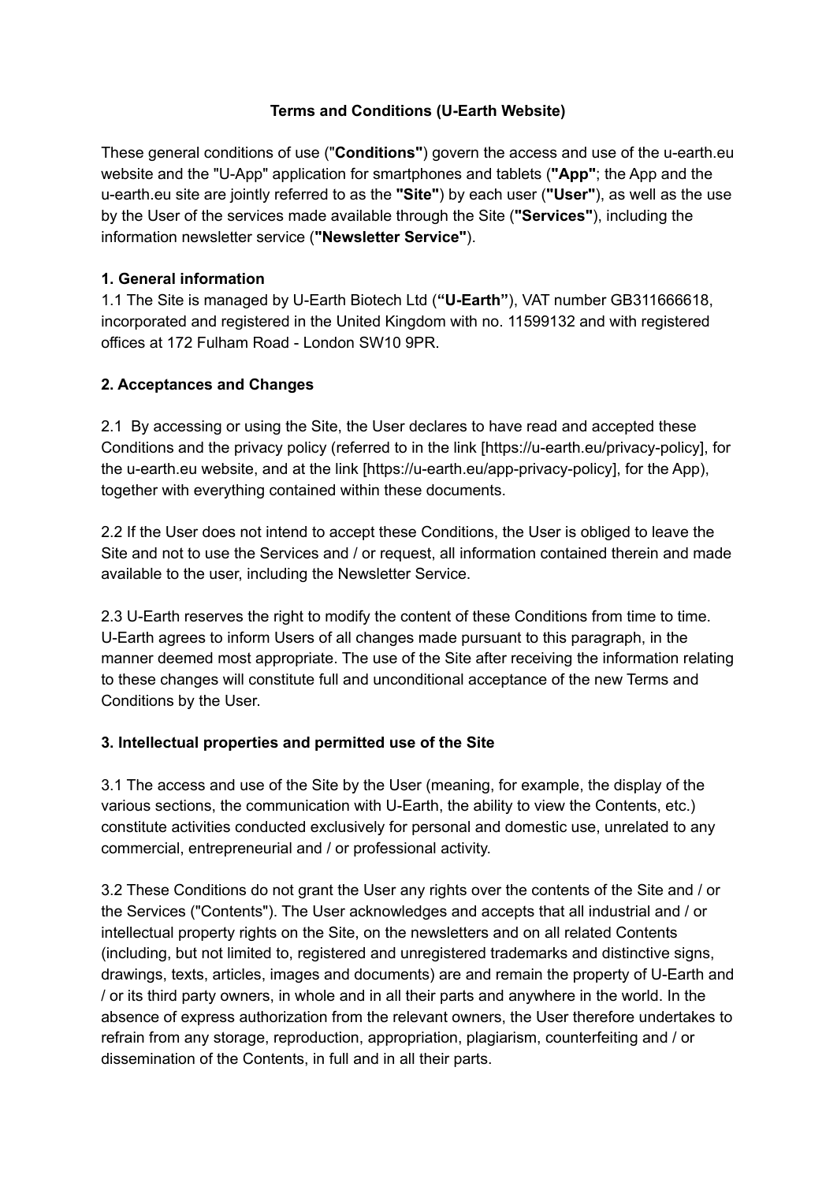# Terms and Conditions (U-Earth Website)

These general conditions of use ("**Conditions"**) govern the access and use of the u-earth.eu website and the "U-App" application for smartphones and tablets (**"App"**; the App and the u-earth.eu site are jointly referred to as the **"Site"**) by each user (**"User"**), as well as the use by the User of the services made available through the Site (**"Services"**), including the information newsletter service (**"Newsletter Service"**).

## 1. General information

1.1 The Site is managed by U-Earth Biotech Ltd (**"U-Earth"**), VAT number GB311666618, incorporated and registered in the United Kingdom with no. 11599132 and with registered offices at 172 Fulham Road - London SW10 9PR.

## 2. Acceptances and Changes

2.1 By accessing or using the Site, the User declares to have read and accepted these Conditions and the privacy policy (referred to in the link [https://u-earth.eu/privacy-policy], for the u-earth.eu website, and at the link [https://u-earth.eu/app-privacy-policy], for the App), together with everything contained within these documents.

2.2 If the User does not intend to accept these Conditions, the User is obliged to leave the Site and not to use the Services and / or request, all information contained therein and made available to the user, including the Newsletter Service.

2.3 U-Earth reserves the right to modify the content of these Conditions from time to time. U-Earth agrees to inform Users of all changes made pursuant to this paragraph, in the manner deemed most appropriate. The use of the Site after receiving the information relating to these changes will constitute full and unconditional acceptance of the new Terms and Conditions by the User.

## 3. Intellectual properties and permitted use of the Site

3.1 The access and use of the Site by the User (meaning, for example, the display of the various sections, the communication with U-Earth, the ability to view the Contents, etc.) constitute activities conducted exclusively for personal and domestic use, unrelated to any commercial, entrepreneurial and / or professional activity.

3.2 These Conditions do not grant the User any rights over the contents of the Site and / or the Services ("Contents"). The User acknowledges and accepts that all industrial and / or intellectual property rights on the Site, on the newsletters and on all related Contents (including, but not limited to, registered and unregistered trademarks and distinctive signs, drawings, texts, articles, images and documents) are and remain the property of U-Earth and / or its third party owners, in whole and in all their parts and anywhere in the world. In the absence of express authorization from the relevant owners, the User therefore undertakes to refrain from any storage, reproduction, appropriation, plagiarism, counterfeiting and / or dissemination of the Contents, in full and in all their parts.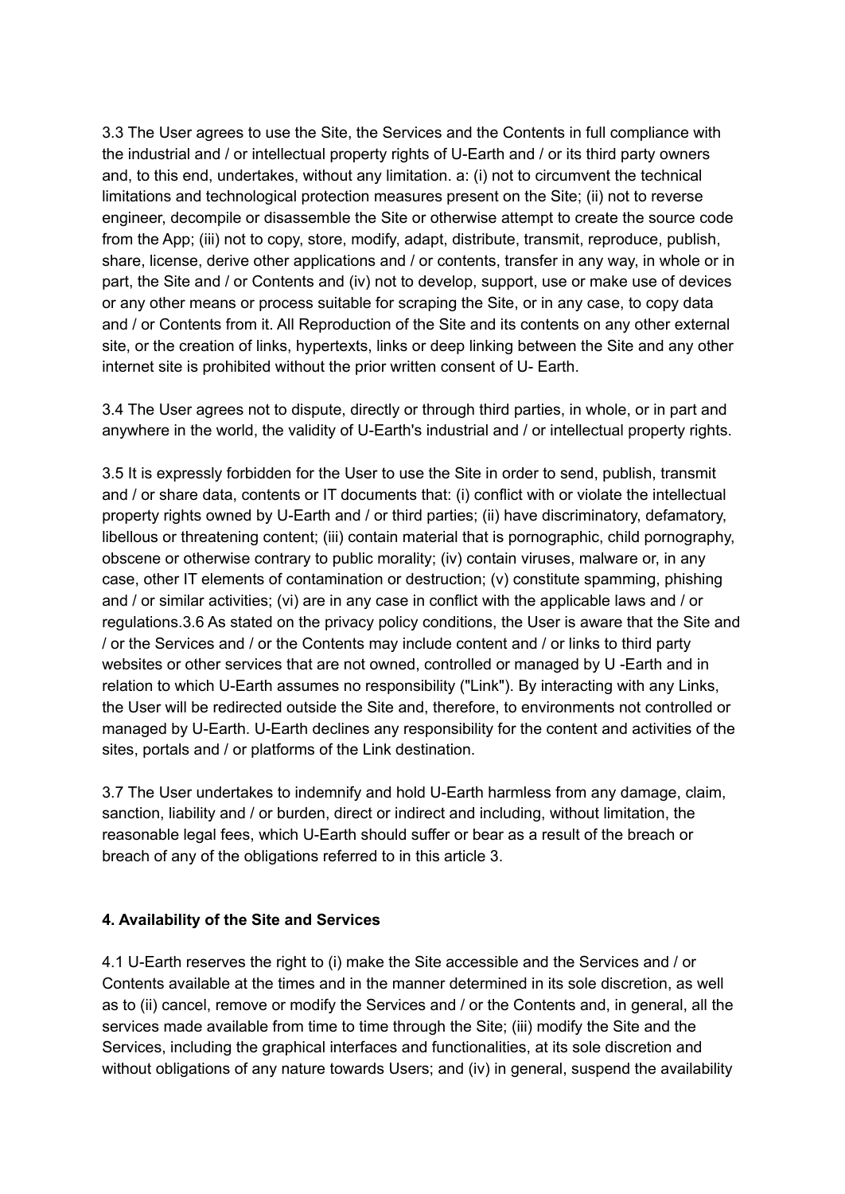3.3 The User agrees to use the Site, the Services and the Contents in full compliance with the industrial and / or intellectual property rights of U-Earth and / or its third party owners and, to this end, undertakes, without any limitation. a: (i) not to circumvent the technical limitations and technological protection measures present on the Site; (ii) not to reverse engineer, decompile or disassemble the Site or otherwise attempt to create the source code from the App; (iii) not to copy, store, modify, adapt, distribute, transmit, reproduce, publish, share, license, derive other applications and / or contents, transfer in any way, in whole or in part, the Site and / or Contents and (iv) not to develop, support, use or make use of devices or any other means or process suitable for scraping the Site, or in any case, to copy data and / or Contents from it. All Reproduction of the Site and its contents on any other external site, or the creation of links, hypertexts, links or deep linking between the Site and any other internet site is prohibited without the prior written consent of U- Earth.

3.4 The User agrees not to dispute, directly or through third parties, in whole, or in part and anywhere in the world, the validity of U-Earth's industrial and / or intellectual property rights.

3.5 It is expressly forbidden for the User to use the Site in order to send, publish, transmit and / or share data, contents or IT documents that: (i) conflict with or violate the intellectual property rights owned by U-Earth and / or third parties; (ii) have discriminatory, defamatory, libellous or threatening content; (iii) contain material that is pornographic, child pornography, obscene or otherwise contrary to public morality; (iv) contain viruses, malware or, in any case, other IT elements of contamination or destruction; (v) constitute spamming, phishing and / or similar activities; (vi) are in any case in conflict with the applicable laws and / or regulations.3.6 As stated on the privacy policy conditions, the User is aware that the Site and / or the Services and / or the Contents may include content and / or links to third party websites or other services that are not owned, controlled or managed by U -Earth and in relation to which U-Earth assumes no responsibility ("Link"). By interacting with any Links, the User will be redirected outside the Site and, therefore, to environments not controlled or managed by U-Earth. U-Earth declines any responsibility for the content and activities of the sites, portals and / or platforms of the Link destination.

3.7 The User undertakes to indemnify and hold U-Earth harmless from any damage, claim, sanction, liability and / or burden, direct or indirect and including, without limitation, the reasonable legal fees, which U-Earth should suffer or bear as a result of the breach or breach of any of the obligations referred to in this article 3.

## 4. Availability of the Site and Services

4.1 U-Earth reserves the right to (i) make the Site accessible and the Services and / or Contents available at the times and in the manner determined in its sole discretion, as well as to (ii) cancel, remove or modify the Services and / or the Contents and, in general, all the services made available from time to time through the Site; (iii) modify the Site and the Services, including the graphical interfaces and functionalities, at its sole discretion and without obligations of any nature towards Users; and (iv) in general, suspend the availability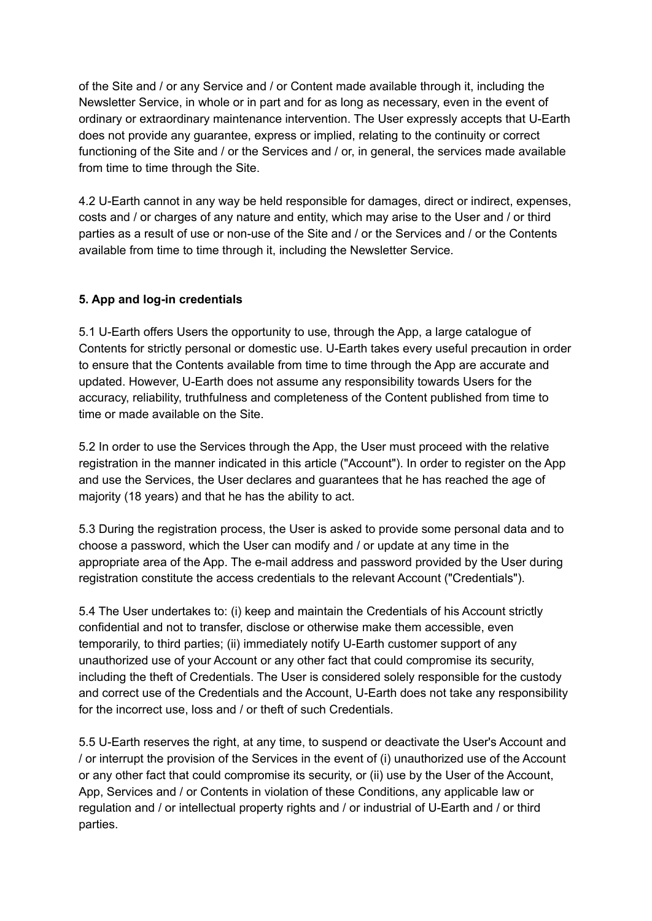of the Site and / or any Service and / or Content made available through it, including the Newsletter Service, in whole or in part and for as long as necessary, even in the event of ordinary or extraordinary maintenance intervention. The User expressly accepts that U-Earth does not provide any guarantee, express or implied, relating to the continuity or correct functioning of the Site and / or the Services and / or, in general, the services made available from time to time through the Site.

4.2 U-Earth cannot in any way be held responsible for damages, direct or indirect, expenses, costs and / or charges of any nature and entity, which may arise to the User and / or third parties as a result of use or non-use of the Site and / or the Services and / or the Contents available from time to time through it, including the Newsletter Service.

**5. App and log-in credentials**

5.1 U-Earth offers Users the opportunity to use, through the App, a large catalogue of Contents for strictly personal or domestic use. U-Earth takes every useful precaution in order to ensure that the Contents available from time to time through the App are accurate and updated. However, U-Earth does not assume any responsibility towards Users for the accuracy, reliability, truthfulness and completeness of the Content published from time to time or made available on the Site.

5.2 In order to use the Services through the App, the User must proceed with the relative registration in the manner indicated in this article ("Account"). In order to register on the App and use the Services, the User declares and guarantees that he has reached the age of majority (18 years) and that he has the ability to act.

5.3 During the registration process, the User is asked to provide some personal data and to choose a password, which the User can modify and / or update at any time in the appropriate area of the App. The e-mail address and password provided by the User during registration constitute the access credentials to the relevant Account ("Credentials").

5.4 The User undertakes to: (i) keep and maintain the Credentials of his Account strictly confidential and not to transfer, disclose or otherwise make them accessible, even temporarily, to third parties; (ii) immediately notify U-Earth customer support of any unauthorized use of your Account or any other fact that could compromise its security, including the theft of Credentials. The User is considered solely responsible for the custody and correct use of the Credentials and the Account, U-Earth does not take any responsibility for the incorrect use, loss and / or theft of such Credentials.

5.5 U-Earth reserves the right, at any time, to suspend or deactivate the User's Account and / or interrupt the provision of the Services in the event of (i) unauthorized use of the Account or any other fact that could compromise its security, or (ii) use by the User of the Account, App, Services and / or Contents in violation of these Conditions, any applicable law or regulation and / or intellectual property rights and / or industrial of U-Earth and / or third parties.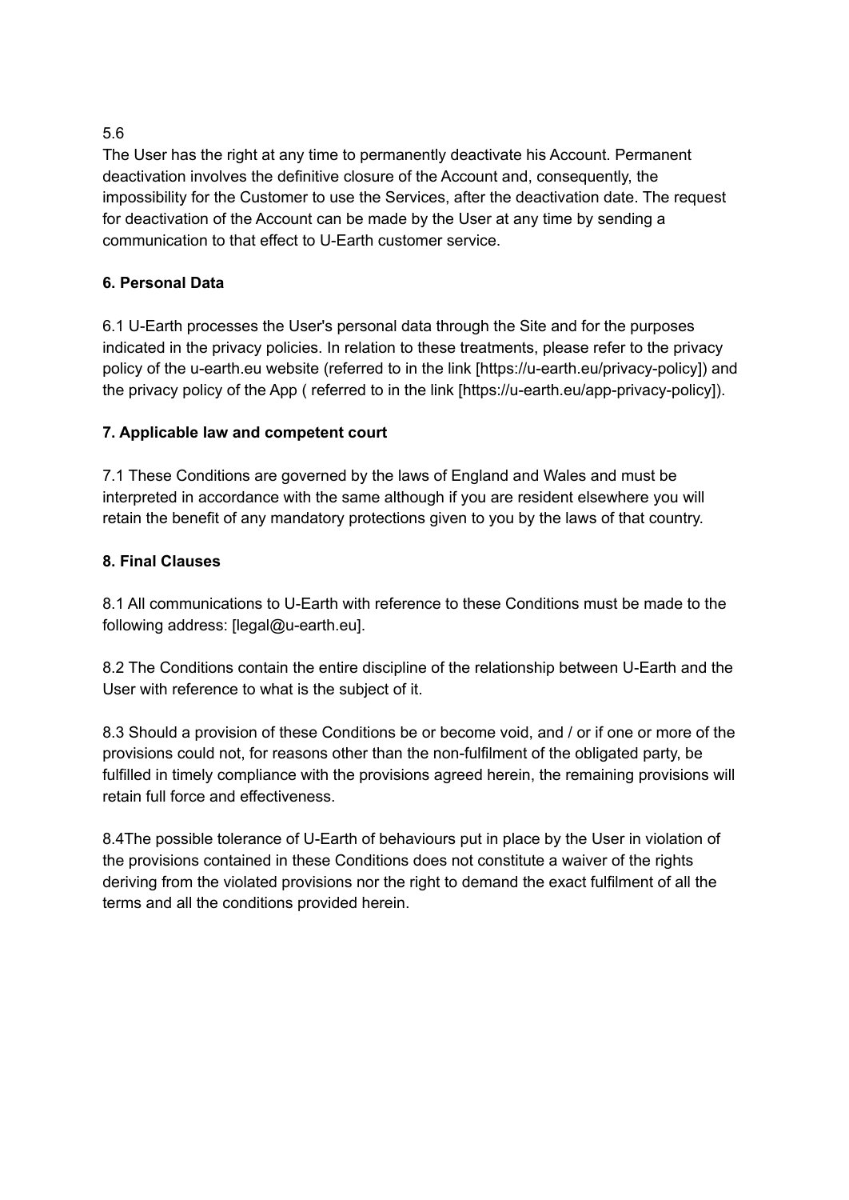5.6
The User has the right at any time to permanently deactivate his Account. Permanent deactivation involves the definitive closure of the Account and, consequently, the impossibility for the Customer to use the Services, after the deactivation date. The request for deactivation of the Account can be made by the User at any time by sending a communication to that effect to U-Earth customer service.

**6. Personal Data**

6.1 U-Earth processes the User's personal data through the Site and for the purposes indicated in the privacy policies. In relation to these treatments, please refer to the privacy policy of the u-earth.eu website (referred to in the link [https://u-earth.eu/privacy-policy]) and the privacy policy of the App ( referred to in the link [https://u-earth.eu/app-privacy-policy]).

**7. Applicable law and competent court**

7.1 These Conditions are governed by the laws of England and Wales and must be interpreted in accordance with the same although if you are resident elsewhere you will retain the benefit of any mandatory protections given to you by the laws of that country.

**8. Final Clauses**

8.1 All communications to U-Earth with reference to these Conditions must be made to the following address: [legal@u-earth.eu].

8.2 The Conditions contain the entire discipline of the relationship between U-Earth and the User with reference to what is the subject of it.

8.3 Should a provision of these Conditions be or become void, and / or if one or more of the provisions could not, for reasons other than the non-fulfilment of the obligated party, be fulfilled in timely compliance with the provisions agreed herein, the remaining provisions will retain full force and effectiveness.

8.4The possible tolerance of U-Earth of behaviours put in place by the User in violation of the provisions contained in these Conditions does not constitute a waiver of the rights deriving from the violated provisions nor the right to demand the exact fulfilment of all the terms and all the conditions provided herein.